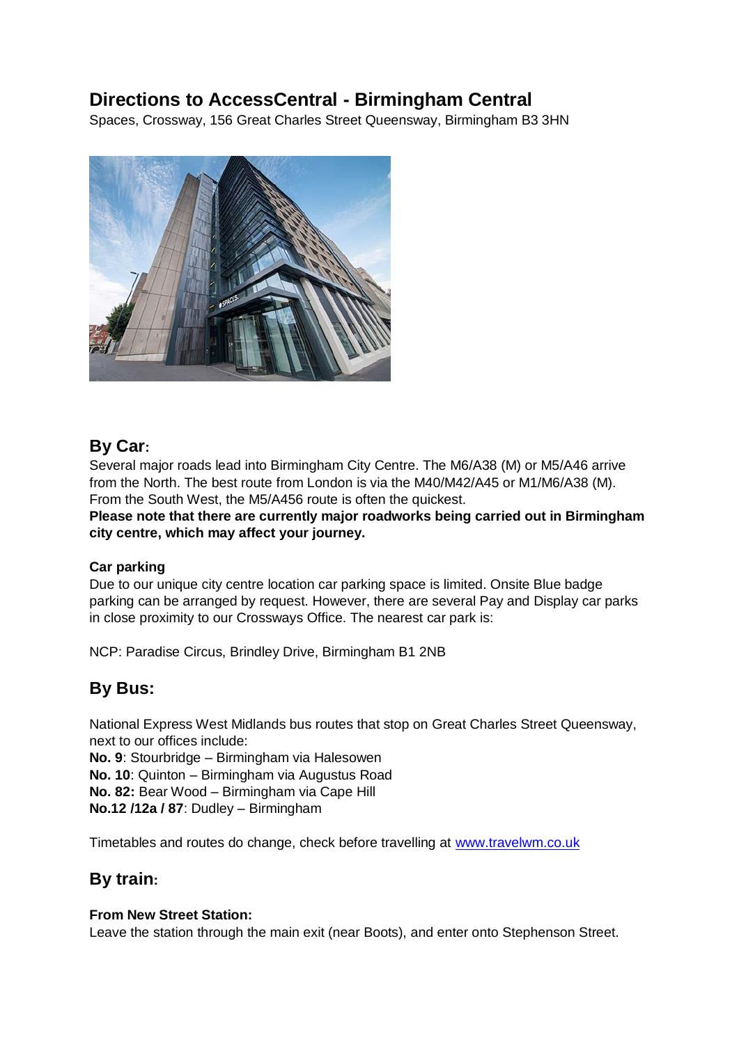# Directions to AccessCentral - Birmingham Central

Spaces, Crossway, 156 Great Charles Street Queensway, Birmingham B3 3HN

## By Car:

Several major roads lead into Birmingham City Centre. The M6/A38 (M) or M5/A46 arrive from the North. The best route from London is via the M40/M42/A45 or M1/M6/A38 (M). From the South West, the M5/A456 route is often the quickest.

**Please note that there are currently major roadworks being carried out in Birmingham city centre, which may affect your journey.**

### Car parking

Due to our unique city centre location car parking space is limited. Onsite Blue badge parking can be arranged by request. However, there are several Pay and Display car parks in close proximity to our Crossways Office. The nearest car park is:

NCP: Paradise Circus, Brindley Drive, Birmingham B1 2NB

## By Bus:

National Express West Midlands bus routes that stop on Great Charles Street Queensway, next to our offices include:

**No. 9**: Stourbridge – Birmingham via Halesowen
**No. 10**: Quinton – Birmingham via Augustus Road
**No. 82:** Bear Wood – Birmingham via Cape Hill
**No.12 /12a / 87**: Dudley – Birmingham

Timetables and routes do change, check before travelling at [www.travelwm.co.uk](www.travelwm.co.uk)

## By train:

**From New Street Station:**
Leave the station through the main exit (near Boots), and enter onto Stephenson Street.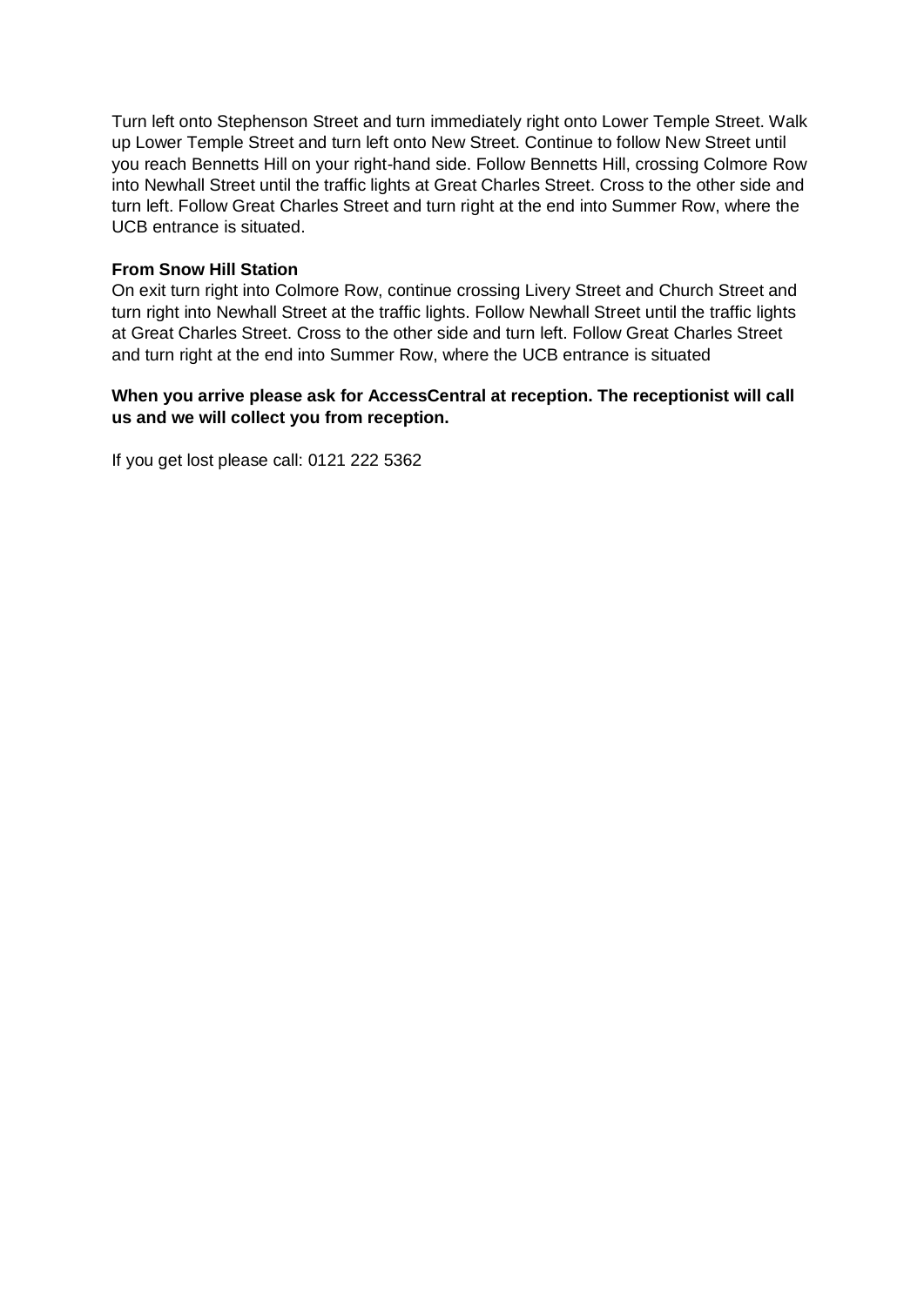Turn left onto Stephenson Street and turn immediately right onto Lower Temple Street. Walk up Lower Temple Street and turn left onto New Street. Continue to follow New Street until you reach Bennetts Hill on your right-hand side. Follow Bennetts Hill, crossing Colmore Row into Newhall Street until the traffic lights at Great Charles Street. Cross to the other side and turn left. Follow Great Charles Street and turn right at the end into Summer Row, where the UCB entrance is situated.

**From Snow Hill Station**

On exit turn right into Colmore Row, continue crossing Livery Street and Church Street and turn right into Newhall Street at the traffic lights. Follow Newhall Street until the traffic lights at Great Charles Street. Cross to the other side and turn left. Follow Great Charles Street and turn right at the end into Summer Row, where the UCB entrance is situated

**When you arrive please ask for AccessCentral at reception. The receptionist will call us and we will collect you from reception.**

If you get lost please call: 0121 222 5362